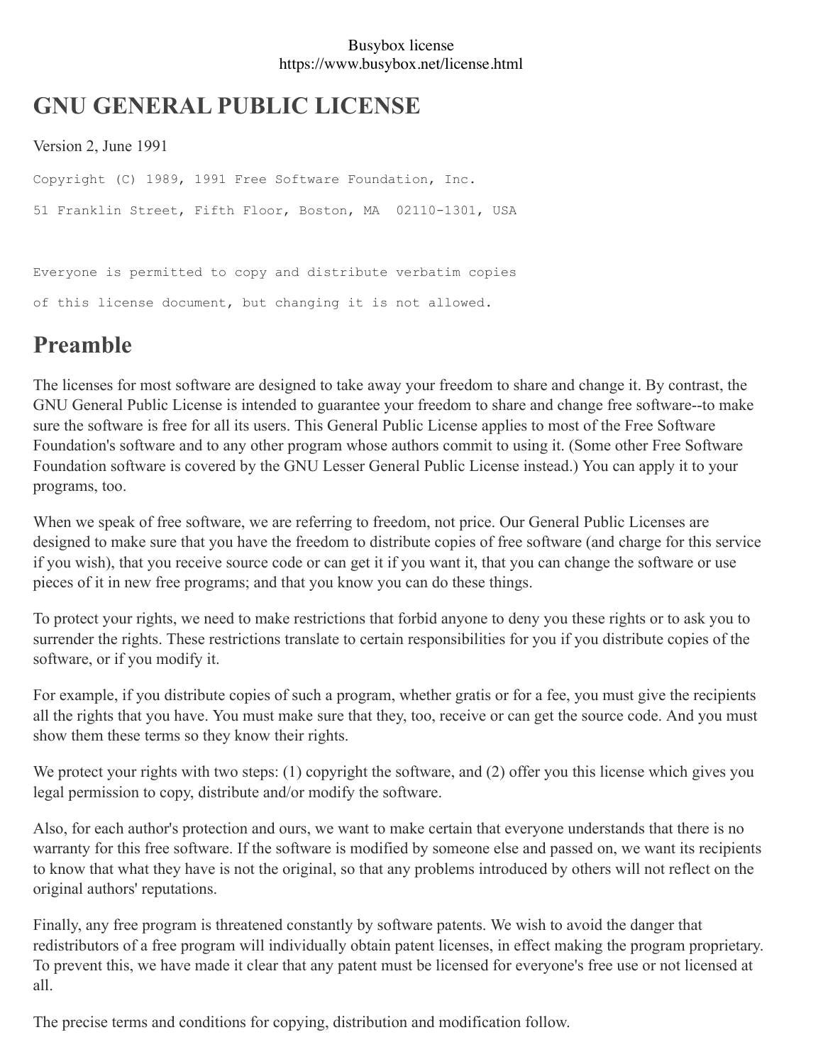Busybox license
https://www.busybox.net/license.html

# GNU GENERAL PUBLIC LICENSE

Version 2, June 1991

```
Copyright (C) 1989, 1991 Free Software Foundation, Inc.

51 Franklin Street, Fifth Floor, Boston, MA  02110-1301, USA


Everyone is permitted to copy and distribute verbatim copies

of this license document, but changing it is not allowed.
```

## Preamble

The licenses for most software are designed to take away your freedom to share and change it. By contrast, the GNU General Public License is intended to guarantee your freedom to share and change free software--to make sure the software is free for all its users. This General Public License applies to most of the Free Software Foundation's software and to any other program whose authors commit to using it. (Some other Free Software Foundation software is covered by the GNU Lesser General Public License instead.) You can apply it to your programs, too.

When we speak of free software, we are referring to freedom, not price. Our General Public Licenses are designed to make sure that you have the freedom to distribute copies of free software (and charge for this service if you wish), that you receive source code or can get it if you want it, that you can change the software or use pieces of it in new free programs; and that you know you can do these things.

To protect your rights, we need to make restrictions that forbid anyone to deny you these rights or to ask you to surrender the rights. These restrictions translate to certain responsibilities for you if you distribute copies of the software, or if you modify it.

For example, if you distribute copies of such a program, whether gratis or for a fee, you must give the recipients all the rights that you have. You must make sure that they, too, receive or can get the source code. And you must show them these terms so they know their rights.

We protect your rights with two steps: (1) copyright the software, and (2) offer you this license which gives you legal permission to copy, distribute and/or modify the software.

Also, for each author's protection and ours, we want to make certain that everyone understands that there is no warranty for this free software. If the software is modified by someone else and passed on, we want its recipients to know that what they have is not the original, so that any problems introduced by others will not reflect on the original authors' reputations.

Finally, any free program is threatened constantly by software patents. We wish to avoid the danger that redistributors of a free program will individually obtain patent licenses, in effect making the program proprietary. To prevent this, we have made it clear that any patent must be licensed for everyone's free use or not licensed at all.

The precise terms and conditions for copying, distribution and modification follow.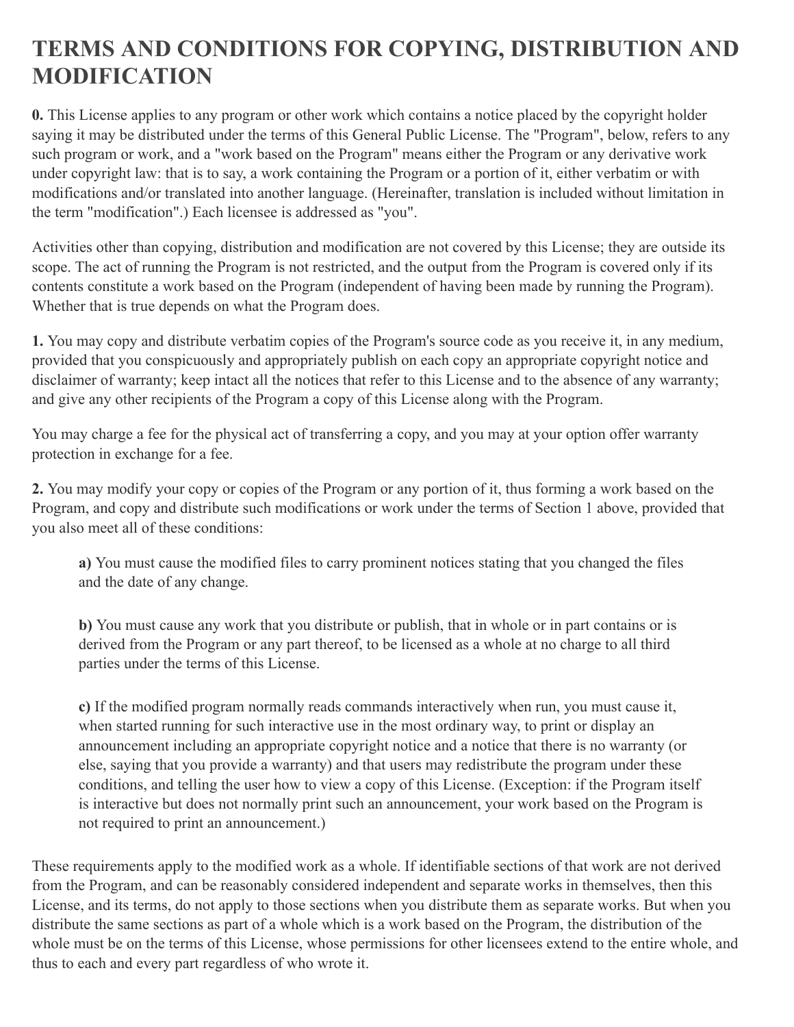# TERMS AND CONDITIONS FOR COPYING, DISTRIBUTION AND MODIFICATION

**0.** This License applies to any program or other work which contains a notice placed by the copyright holder saying it may be distributed under the terms of this General Public License. The "Program", below, refers to any such program or work, and a "work based on the Program" means either the Program or any derivative work under copyright law: that is to say, a work containing the Program or a portion of it, either verbatim or with modifications and/or translated into another language. (Hereinafter, translation is included without limitation in the term "modification".) Each licensee is addressed as "you".

Activities other than copying, distribution and modification are not covered by this License; they are outside its scope. The act of running the Program is not restricted, and the output from the Program is covered only if its contents constitute a work based on the Program (independent of having been made by running the Program). Whether that is true depends on what the Program does.

**1.** You may copy and distribute verbatim copies of the Program's source code as you receive it, in any medium, provided that you conspicuously and appropriately publish on each copy an appropriate copyright notice and disclaimer of warranty; keep intact all the notices that refer to this License and to the absence of any warranty; and give any other recipients of the Program a copy of this License along with the Program.

You may charge a fee for the physical act of transferring a copy, and you may at your option offer warranty protection in exchange for a fee.

**2.** You may modify your copy or copies of the Program or any portion of it, thus forming a work based on the Program, and copy and distribute such modifications or work under the terms of Section 1 above, provided that you also meet all of these conditions:

> **a)** You must cause the modified files to carry prominent notices stating that you changed the files and the date of any change.
>
> **b)** You must cause any work that you distribute or publish, that in whole or in part contains or is derived from the Program or any part thereof, to be licensed as a whole at no charge to all third parties under the terms of this License.
>
> **c)** If the modified program normally reads commands interactively when run, you must cause it, when started running for such interactive use in the most ordinary way, to print or display an announcement including an appropriate copyright notice and a notice that there is no warranty (or else, saying that you provide a warranty) and that users may redistribute the program under these conditions, and telling the user how to view a copy of this License. (Exception: if the Program itself is interactive but does not normally print such an announcement, your work based on the Program is not required to print an announcement.)

These requirements apply to the modified work as a whole. If identifiable sections of that work are not derived from the Program, and can be reasonably considered independent and separate works in themselves, then this License, and its terms, do not apply to those sections when you distribute them as separate works. But when you distribute the same sections as part of a whole which is a work based on the Program, the distribution of the whole must be on the terms of this License, whose permissions for other licensees extend to the entire whole, and thus to each and every part regardless of who wrote it.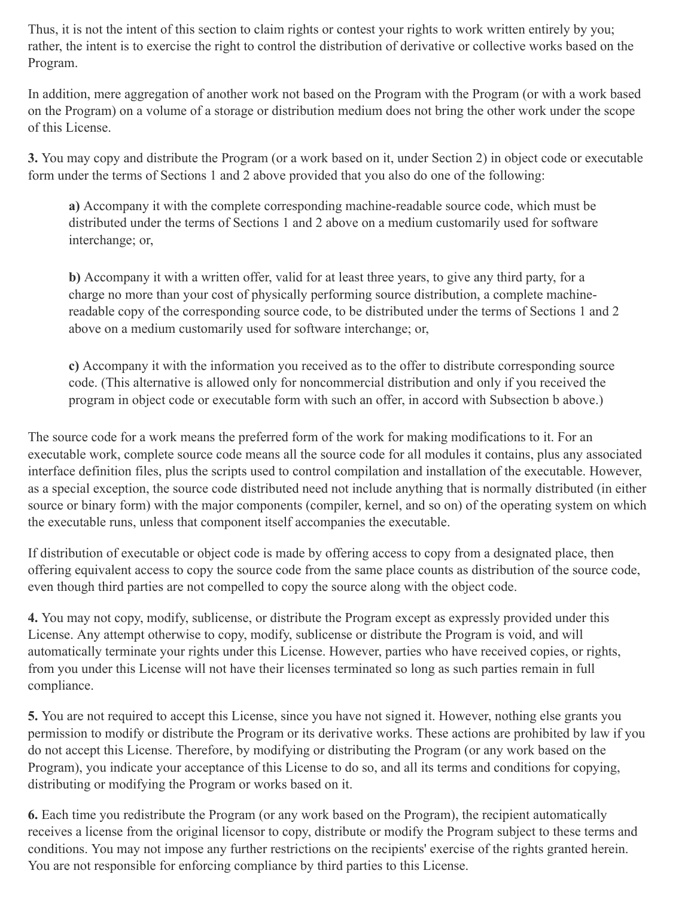Thus, it is not the intent of this section to claim rights or contest your rights to work written entirely by you; rather, the intent is to exercise the right to control the distribution of derivative or collective works based on the Program.

In addition, mere aggregation of another work not based on the Program with the Program (or with a work based on the Program) on a volume of a storage or distribution medium does not bring the other work under the scope of this License.

**3.** You may copy and distribute the Program (or a work based on it, under Section 2) in object code or executable form under the terms of Sections 1 and 2 above provided that you also do one of the following:

> **a)** Accompany it with the complete corresponding machine-readable source code, which must be distributed under the terms of Sections 1 and 2 above on a medium customarily used for software interchange; or,
>
> **b)** Accompany it with a written offer, valid for at least three years, to give any third party, for a charge no more than your cost of physically performing source distribution, a complete machine-readable copy of the corresponding source code, to be distributed under the terms of Sections 1 and 2 above on a medium customarily used for software interchange; or,
>
> **c)** Accompany it with the information you received as to the offer to distribute corresponding source code. (This alternative is allowed only for noncommercial distribution and only if you received the program in object code or executable form with such an offer, in accord with Subsection b above.)

The source code for a work means the preferred form of the work for making modifications to it. For an executable work, complete source code means all the source code for all modules it contains, plus any associated interface definition files, plus the scripts used to control compilation and installation of the executable. However, as a special exception, the source code distributed need not include anything that is normally distributed (in either source or binary form) with the major components (compiler, kernel, and so on) of the operating system on which the executable runs, unless that component itself accompanies the executable.

If distribution of executable or object code is made by offering access to copy from a designated place, then offering equivalent access to copy the source code from the same place counts as distribution of the source code, even though third parties are not compelled to copy the source along with the object code.

**4.** You may not copy, modify, sublicense, or distribute the Program except as expressly provided under this License. Any attempt otherwise to copy, modify, sublicense or distribute the Program is void, and will automatically terminate your rights under this License. However, parties who have received copies, or rights, from you under this License will not have their licenses terminated so long as such parties remain in full compliance.

**5.** You are not required to accept this License, since you have not signed it. However, nothing else grants you permission to modify or distribute the Program or its derivative works. These actions are prohibited by law if you do not accept this License. Therefore, by modifying or distributing the Program (or any work based on the Program), you indicate your acceptance of this License to do so, and all its terms and conditions for copying, distributing or modifying the Program or works based on it.

**6.** Each time you redistribute the Program (or any work based on the Program), the recipient automatically receives a license from the original licensor to copy, distribute or modify the Program subject to these terms and conditions. You may not impose any further restrictions on the recipients' exercise of the rights granted herein. You are not responsible for enforcing compliance by third parties to this License.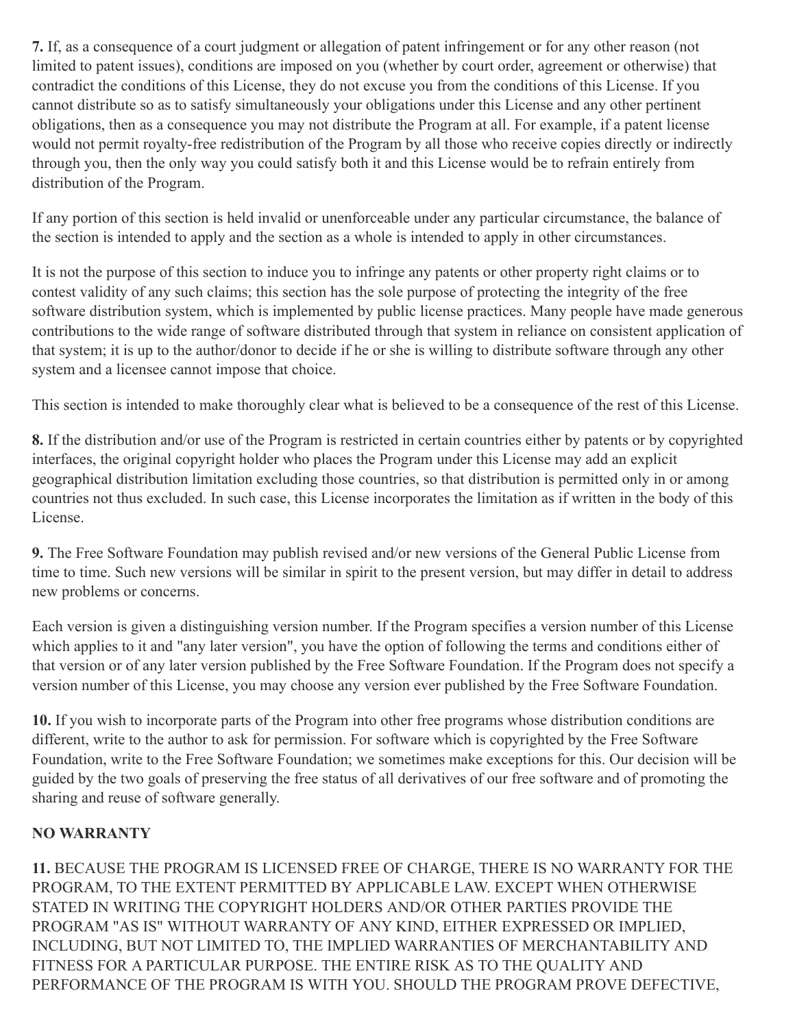**7.** If, as a consequence of a court judgment or allegation of patent infringement or for any other reason (not limited to patent issues), conditions are imposed on you (whether by court order, agreement or otherwise) that contradict the conditions of this License, they do not excuse you from the conditions of this License. If you cannot distribute so as to satisfy simultaneously your obligations under this License and any other pertinent obligations, then as a consequence you may not distribute the Program at all. For example, if a patent license would not permit royalty-free redistribution of the Program by all those who receive copies directly or indirectly through you, then the only way you could satisfy both it and this License would be to refrain entirely from distribution of the Program.

If any portion of this section is held invalid or unenforceable under any particular circumstance, the balance of the section is intended to apply and the section as a whole is intended to apply in other circumstances.

It is not the purpose of this section to induce you to infringe any patents or other property right claims or to contest validity of any such claims; this section has the sole purpose of protecting the integrity of the free software distribution system, which is implemented by public license practices. Many people have made generous contributions to the wide range of software distributed through that system in reliance on consistent application of that system; it is up to the author/donor to decide if he or she is willing to distribute software through any other system and a licensee cannot impose that choice.

This section is intended to make thoroughly clear what is believed to be a consequence of the rest of this License.

**8.** If the distribution and/or use of the Program is restricted in certain countries either by patents or by copyrighted interfaces, the original copyright holder who places the Program under this License may add an explicit geographical distribution limitation excluding those countries, so that distribution is permitted only in or among countries not thus excluded. In such case, this License incorporates the limitation as if written in the body of this License.

**9.** The Free Software Foundation may publish revised and/or new versions of the General Public License from time to time. Such new versions will be similar in spirit to the present version, but may differ in detail to address new problems or concerns.

Each version is given a distinguishing version number. If the Program specifies a version number of this License which applies to it and "any later version", you have the option of following the terms and conditions either of that version or of any later version published by the Free Software Foundation. If the Program does not specify a version number of this License, you may choose any version ever published by the Free Software Foundation.

**10.** If you wish to incorporate parts of the Program into other free programs whose distribution conditions are different, write to the author to ask for permission. For software which is copyrighted by the Free Software Foundation, write to the Free Software Foundation; we sometimes make exceptions for this. Our decision will be guided by the two goals of preserving the free status of all derivatives of our free software and of promoting the sharing and reuse of software generally.

**NO WARRANTY**

**11.** BECAUSE THE PROGRAM IS LICENSED FREE OF CHARGE, THERE IS NO WARRANTY FOR THE PROGRAM, TO THE EXTENT PERMITTED BY APPLICABLE LAW. EXCEPT WHEN OTHERWISE STATED IN WRITING THE COPYRIGHT HOLDERS AND/OR OTHER PARTIES PROVIDE THE PROGRAM "AS IS" WITHOUT WARRANTY OF ANY KIND, EITHER EXPRESSED OR IMPLIED, INCLUDING, BUT NOT LIMITED TO, THE IMPLIED WARRANTIES OF MERCHANTABILITY AND FITNESS FOR A PARTICULAR PURPOSE. THE ENTIRE RISK AS TO THE QUALITY AND PERFORMANCE OF THE PROGRAM IS WITH YOU. SHOULD THE PROGRAM PROVE DEFECTIVE,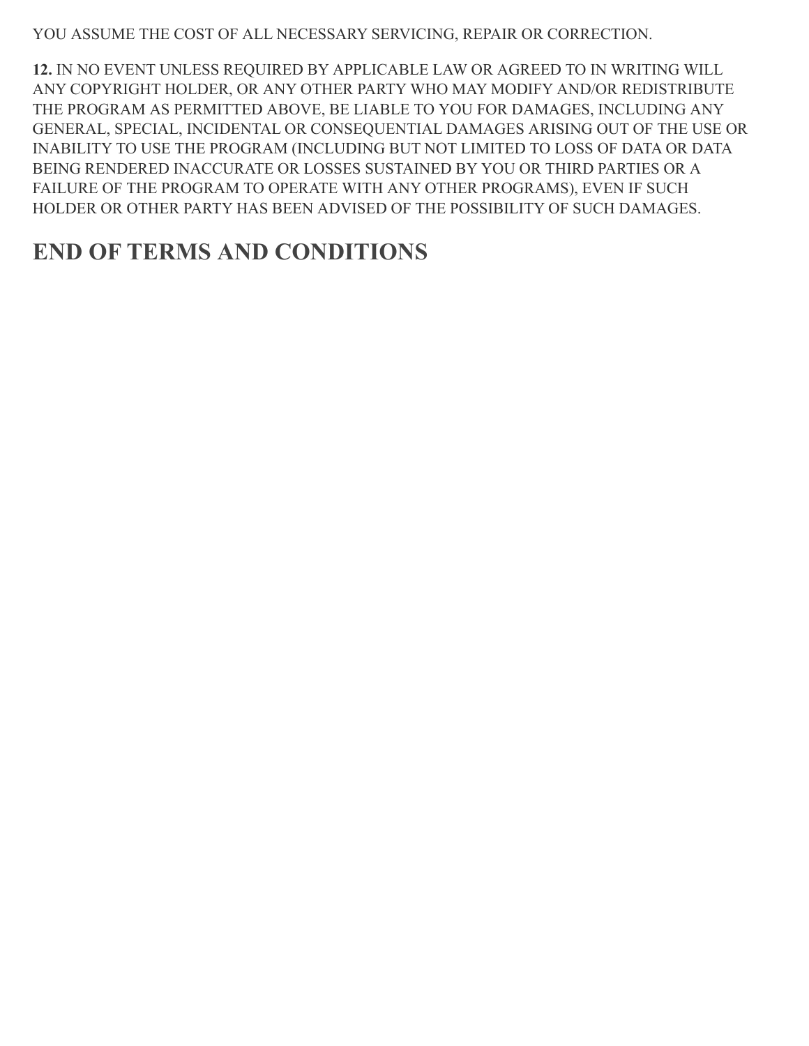YOU ASSUME THE COST OF ALL NECESSARY SERVICING, REPAIR OR CORRECTION.

**12.** IN NO EVENT UNLESS REQUIRED BY APPLICABLE LAW OR AGREED TO IN WRITING WILL ANY COPYRIGHT HOLDER, OR ANY OTHER PARTY WHO MAY MODIFY AND/OR REDISTRIBUTE THE PROGRAM AS PERMITTED ABOVE, BE LIABLE TO YOU FOR DAMAGES, INCLUDING ANY GENERAL, SPECIAL, INCIDENTAL OR CONSEQUENTIAL DAMAGES ARISING OUT OF THE USE OR INABILITY TO USE THE PROGRAM (INCLUDING BUT NOT LIMITED TO LOSS OF DATA OR DATA BEING RENDERED INACCURATE OR LOSSES SUSTAINED BY YOU OR THIRD PARTIES OR A FAILURE OF THE PROGRAM TO OPERATE WITH ANY OTHER PROGRAMS), EVEN IF SUCH HOLDER OR OTHER PARTY HAS BEEN ADVISED OF THE POSSIBILITY OF SUCH DAMAGES.

## END OF TERMS AND CONDITIONS